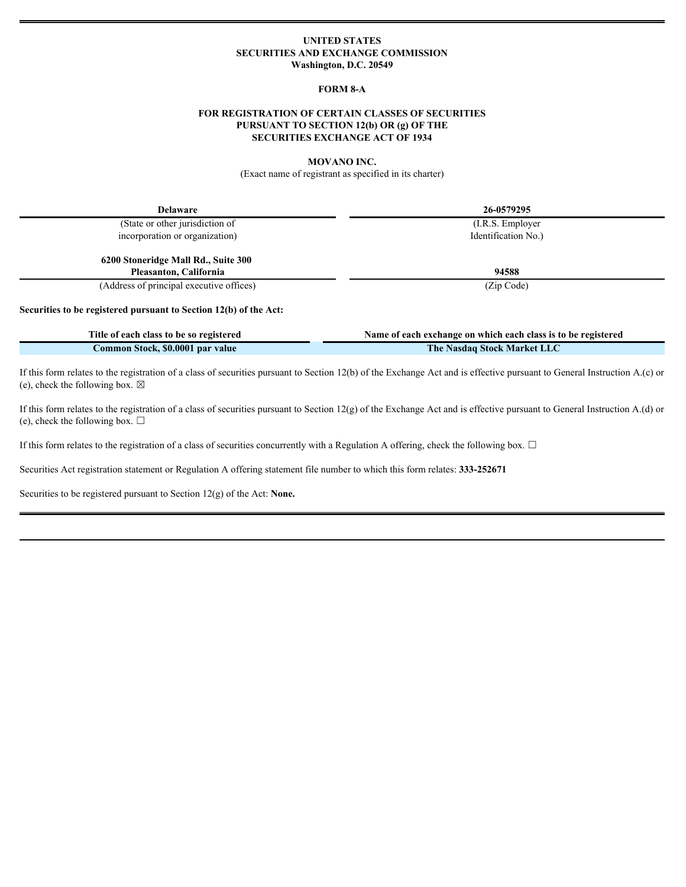**UNITED STATES**
**SECURITIES AND EXCHANGE COMMISSION**
**Washington, D.C. 20549**

**FORM 8-A**

**FOR REGISTRATION OF CERTAIN CLASSES OF SECURITIES PURSUANT TO SECTION 12(b) OR (g) OF THE SECURITIES EXCHANGE ACT OF 1934**

**MOVANO INC.**
(Exact name of registrant as specified in its charter)

| **Delaware** | **26-0579295** |
|---|---|
| (State or other jurisdiction of incorporation or organization) | (I.R.S. Employer Identification No.) |
| **6200 Stoneridge Mall Rd., Suite 300 Pleasanton, California** | **94588** |
| (Address of principal executive offices) | (Zip Code) |

**Securities to be registered pursuant to Section 12(b) of the Act:**

| Title of each class to be so registered | Name of each exchange on which each class is to be registered |
|---|---|
| **Common Stock, $0.0001 par value** | **The Nasdaq Stock Market LLC** |

If this form relates to the registration of a class of securities pursuant to Section 12(b) of the Exchange Act and is effective pursuant to General Instruction A.(c) or (e), check the following box. ☒

If this form relates to the registration of a class of securities pursuant to Section 12(g) of the Exchange Act and is effective pursuant to General Instruction A.(d) or (e), check the following box. ☐

If this form relates to the registration of a class of securities concurrently with a Regulation A offering, check the following box. ☐

Securities Act registration statement or Regulation A offering statement file number to which this form relates: **333-252671**

Securities to be registered pursuant to Section 12(g) of the Act: **None.**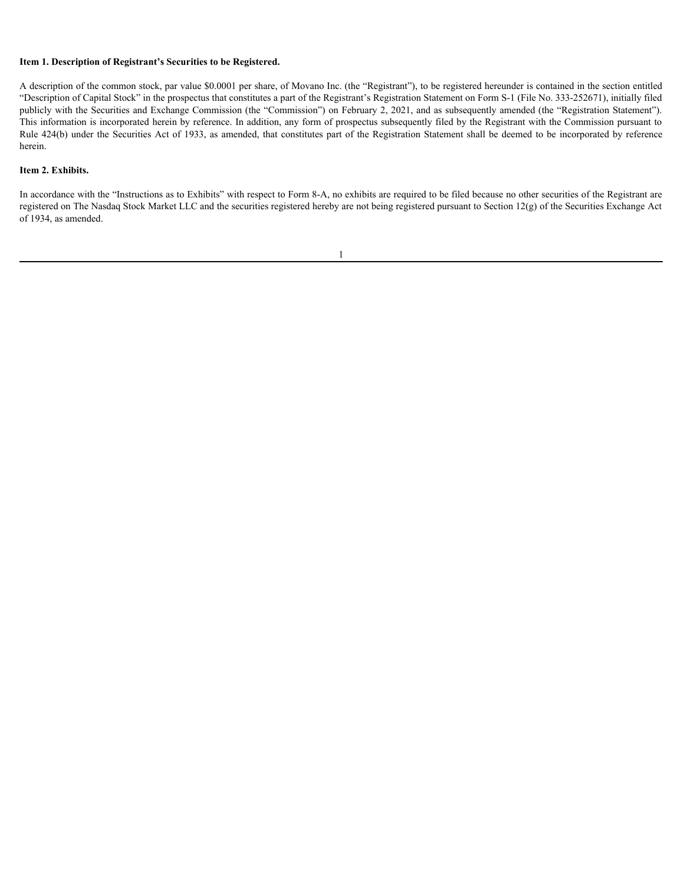**Item 1. Description of Registrant's Securities to be Registered.**

A description of the common stock, par value $0.0001 per share, of Movano Inc. (the "Registrant"), to be registered hereunder is contained in the section entitled "Description of Capital Stock" in the prospectus that constitutes a part of the Registrant's Registration Statement on Form S-1 (File No. 333-252671), initially filed publicly with the Securities and Exchange Commission (the "Commission") on February 2, 2021, and as subsequently amended (the "Registration Statement"). This information is incorporated herein by reference. In addition, any form of prospectus subsequently filed by the Registrant with the Commission pursuant to Rule 424(b) under the Securities Act of 1933, as amended, that constitutes part of the Registration Statement shall be deemed to be incorporated by reference herein.

**Item 2. Exhibits.**

In accordance with the "Instructions as to Exhibits" with respect to Form 8-A, no exhibits are required to be filed because no other securities of the Registrant are registered on The Nasdaq Stock Market LLC and the securities registered hereby are not being registered pursuant to Section 12(g) of the Securities Exchange Act of 1934, as amended.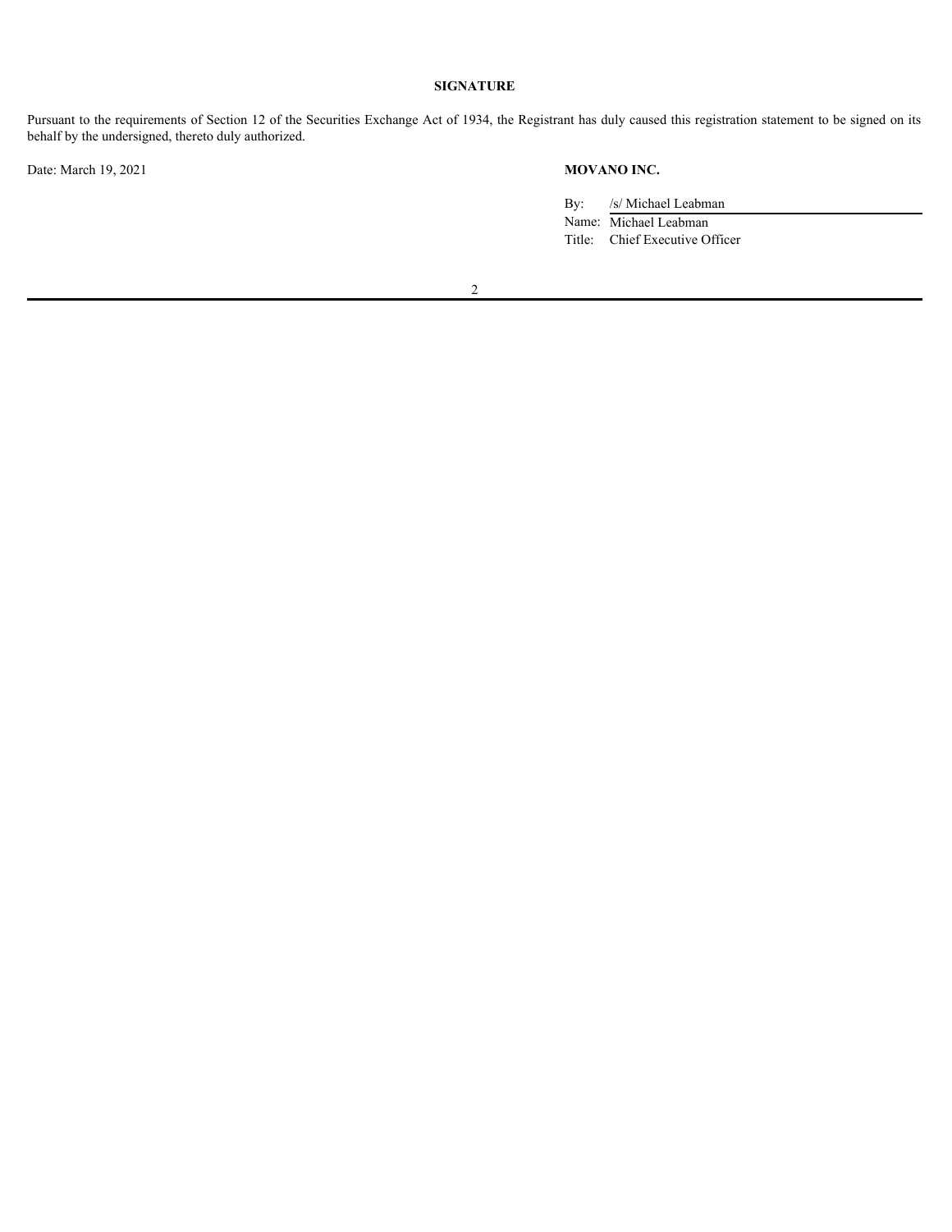**SIGNATURE**

Pursuant to the requirements of Section 12 of the Securities Exchange Act of 1934, the Registrant has duly caused this registration statement to be signed on its behalf by the undersigned, thereto duly authorized.

Date: March 19, 2021

**MOVANO INC.**

By: /s/ Michael Leabman

Name: Michael Leabman

Title: Chief Executive Officer